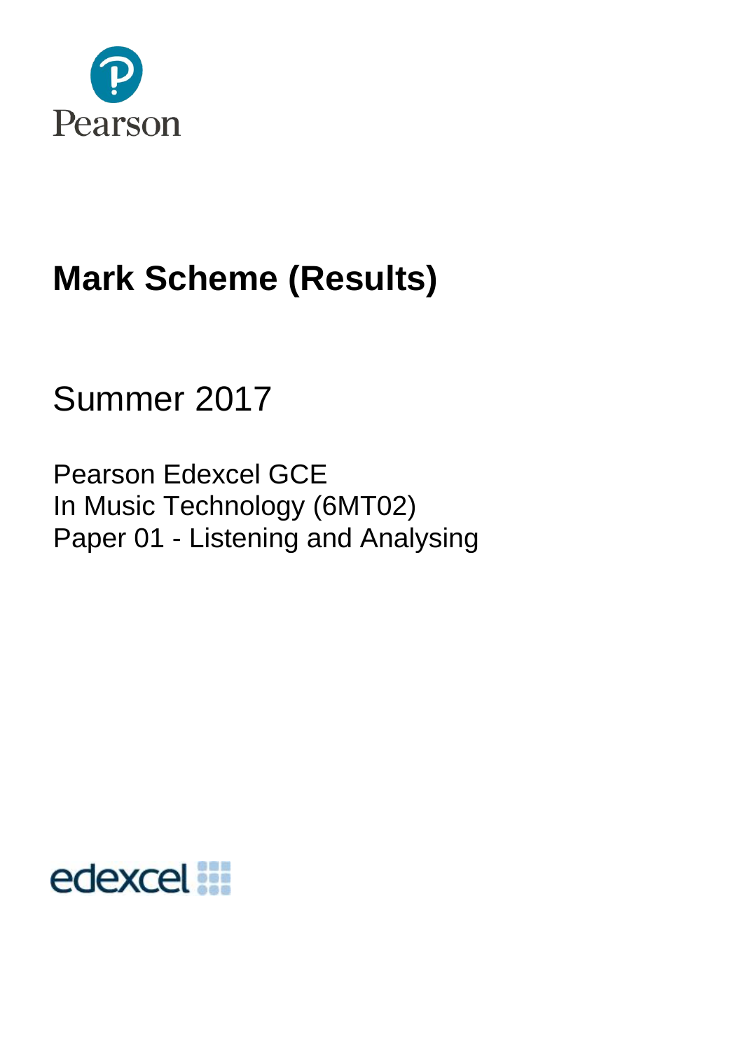Pearson

# Mark Scheme (Results)

Summer 2017

Pearson Edexcel GCE
In Music Technology (6MT02)
Paper 01 - Listening and Analysing

edexcel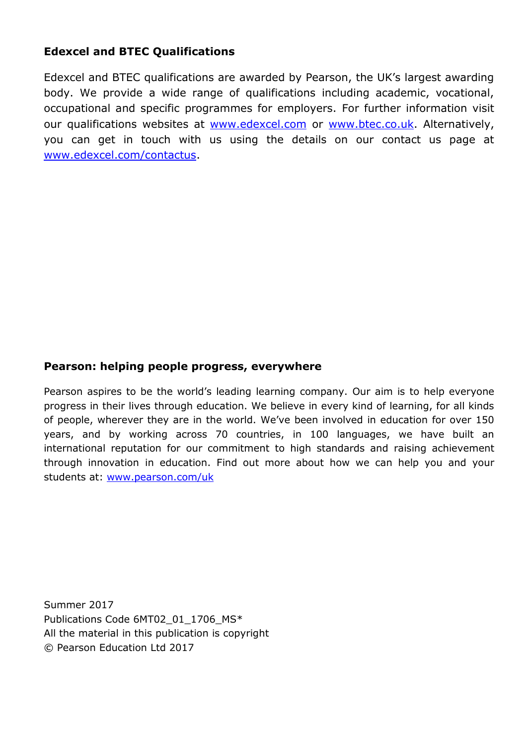**Edexcel and BTEC Qualifications**

Edexcel and BTEC qualifications are awarded by Pearson, the UK's largest awarding body. We provide a wide range of qualifications including academic, vocational, occupational and specific programmes for employers. For further information visit our qualifications websites at www.edexcel.com or www.btec.co.uk. Alternatively, you can get in touch with us using the details on our contact us page at www.edexcel.com/contactus.

**Pearson: helping people progress, everywhere**

Pearson aspires to be the world's leading learning company. Our aim is to help everyone progress in their lives through education. We believe in every kind of learning, for all kinds of people, wherever they are in the world. We've been involved in education for over 150 years, and by working across 70 countries, in 100 languages, we have built an international reputation for our commitment to high standards and raising achievement through innovation in education. Find out more about how we can help you and your students at: www.pearson.com/uk

Summer 2017
Publications Code 6MT02_01_1706_MS*
All the material in this publication is copyright
© Pearson Education Ltd 2017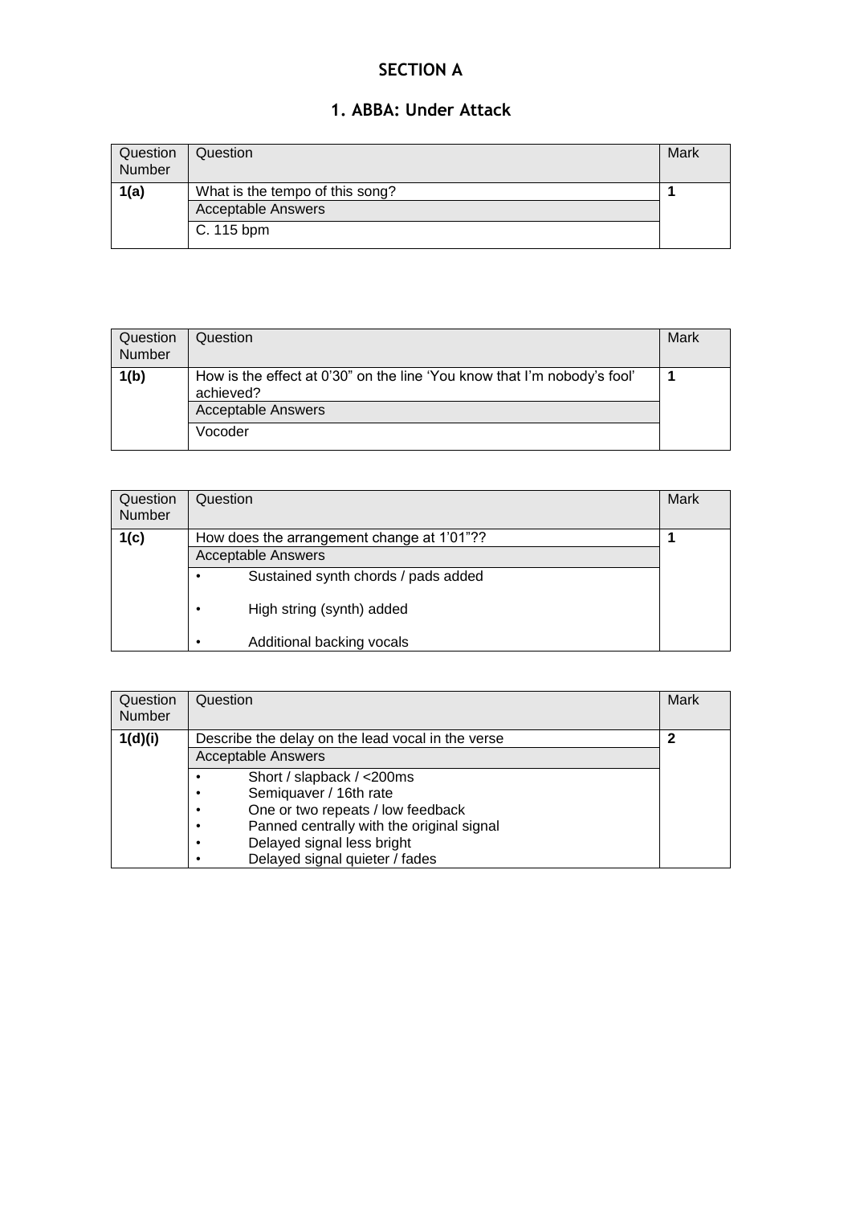# SECTION A

## 1. ABBA: Under Attack

| Question Number | Question | Mark |
|---|---|---|
| **1(a)** | What is the tempo of this song? | **1** |
| | Acceptable Answers | |
| | C. 115 bpm | |

| Question Number | Question | Mark |
|---|---|---|
| **1(b)** | How is the effect at 0'30" on the line 'You know that I'm nobody's fool' achieved? | **1** |
| | Acceptable Answers | |
| | Vocoder | |

| Question Number | Question | Mark |
|---|---|---|
| **1(c)** | How does the arrangement change at 1'01"?? | **1** |
| | Acceptable Answers | |
| | • Sustained synth chords / pads added<br><br>• High string (synth) added<br><br>• Additional backing vocals | |

| Question Number | Question | Mark |
|---|---|---|
| **1(d)(i)** | Describe the delay on the lead vocal in the verse | **2** |
| | Acceptable Answers | |
| | • Short / slapback / <200ms<br>• Semiquaver / 16th rate<br>• One or two repeats / low feedback<br>• Panned centrally with the original signal<br>• Delayed signal less bright<br>• Delayed signal quieter / fades | |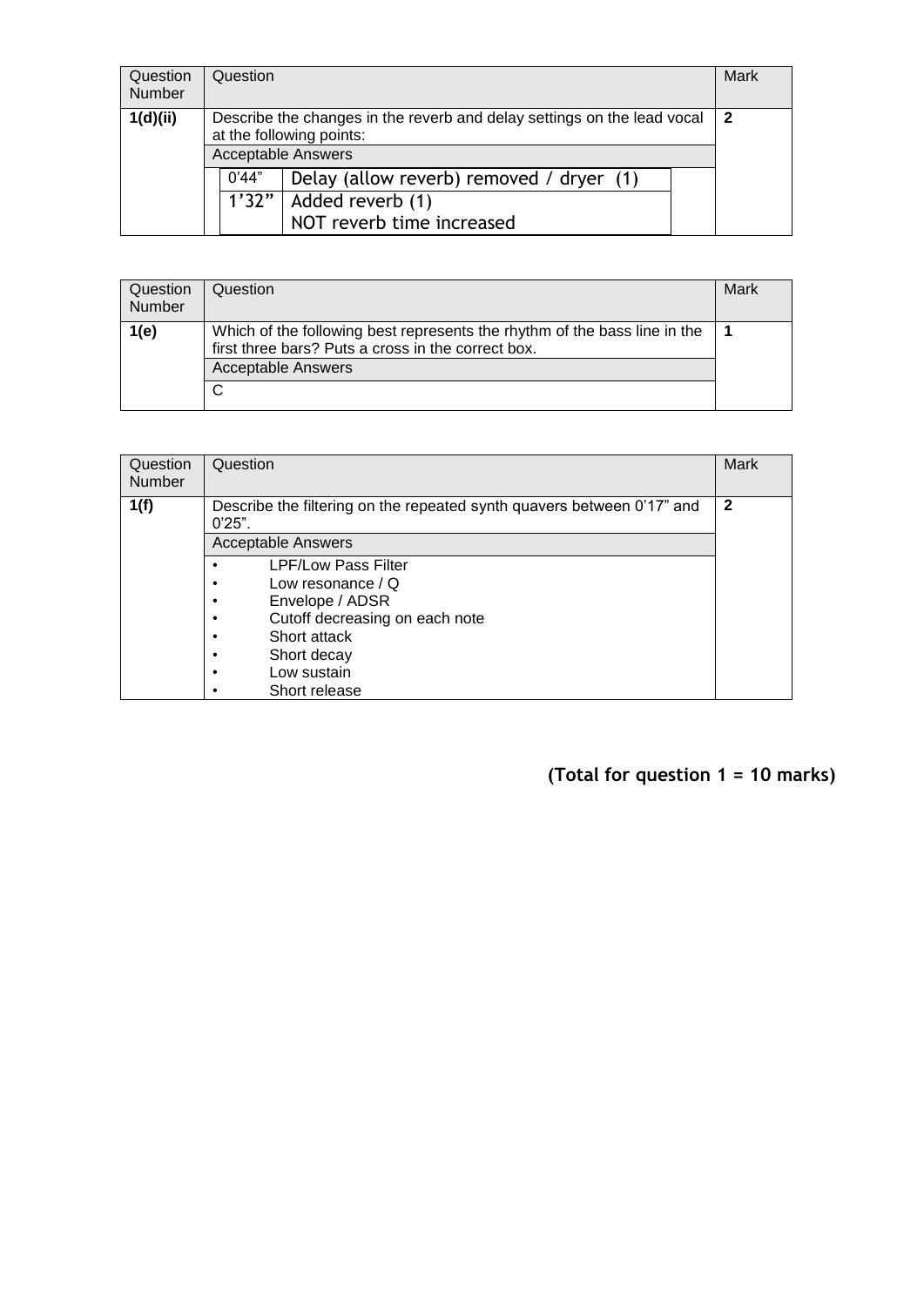| Question Number | Question | Mark |
|---|---|---|
| **1(d)(ii)** | Describe the changes in the reverb and delay settings on the lead vocal at the following points: | **2** |
| | Acceptable Answers | |
| | 0'44" — Delay (allow reverb) removed / dryer (1) | |
| | 1'32" — Added reverb (1)<br>NOT reverb time increased | |

| Question Number | Question | Mark |
|---|---|---|
| **1(e)** | Which of the following best represents the rhythm of the bass line in the first three bars? Puts a cross in the correct box. | **1** |
| | Acceptable Answers | |
| | C | |

| Question Number | Question | Mark |
|---|---|---|
| **1(f)** | Describe the filtering on the repeated synth quavers between 0'17" and 0'25". | **2** |
| | Acceptable Answers | |
| | • LPF/Low Pass Filter<br>• Low resonance / Q<br>• Envelope / ADSR<br>• Cutoff decreasing on each note<br>• Short attack<br>• Short decay<br>• Low sustain<br>• Short release | |

**(Total for question 1 = 10 marks)**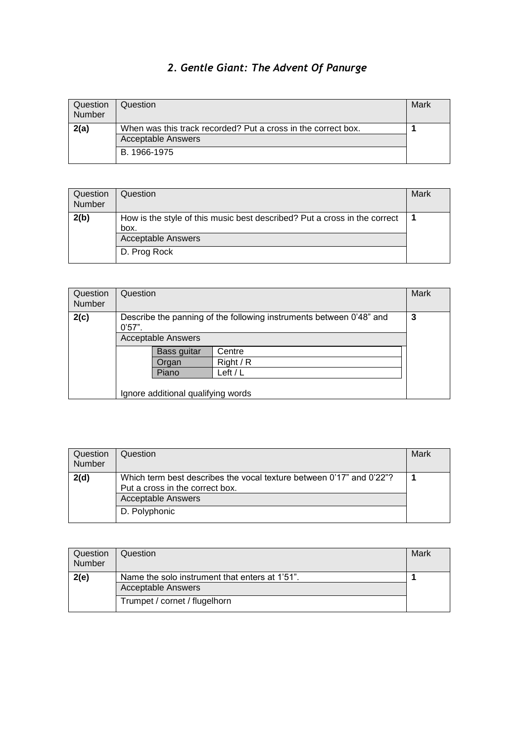## *2. Gentle Giant: The Advent Of Panurge*

| Question Number | Question | Mark |
|---|---|---|
| **2(a)** | When was this track recorded? Put a cross in the correct box. | **1** |
| | Acceptable Answers | |
| | B. 1966-1975 | |

| Question Number | Question | Mark |
|---|---|---|
| **2(b)** | How is the style of this music best described? Put a cross in the correct box. | **1** |
| | Acceptable Answers | |
| | D. Prog Rock | |

| Question Number | Question | Mark |
|---|---|---|
| **2(c)** | Describe the panning of the following instruments between 0'48" and 0'57". | **3** |
| | Acceptable Answers | |
| | Bass guitar: Centre<br>Organ: Right / R<br>Piano: Left / L<br><br>Ignore additional qualifying words | |

| Question Number | Question | Mark |
|---|---|---|
| **2(d)** | Which term best describes the vocal texture between 0'17" and 0'22"? Put a cross in the correct box. | **1** |
| | Acceptable Answers | |
| | D. Polyphonic | |

| Question Number | Question | Mark |
|---|---|---|
| **2(e)** | Name the solo instrument that enters at 1'51". | **1** |
| | Acceptable Answers | |
| | Trumpet / cornet / flugelhorn | |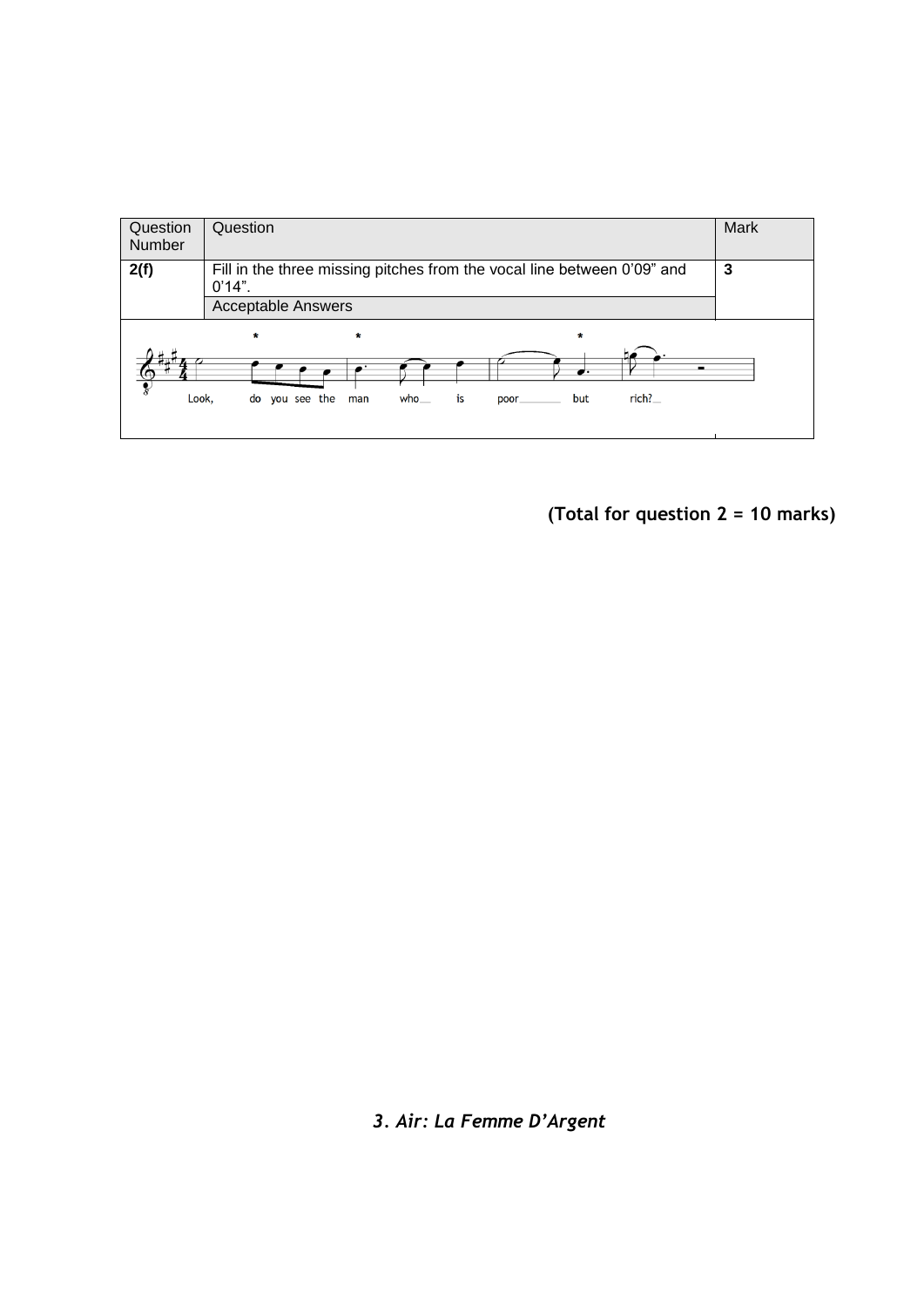| Question Number | Question | Mark |
|---|---|---|
| **2(f)** | Fill in the three missing pitches from the vocal line between 0'09" and 0'14". | **3** |
| | Acceptable Answers | |

Look, do you see the man who is poor but rich?

**(Total for question 2 = 10 marks)**

## *3. Air: La Femme D'Argent*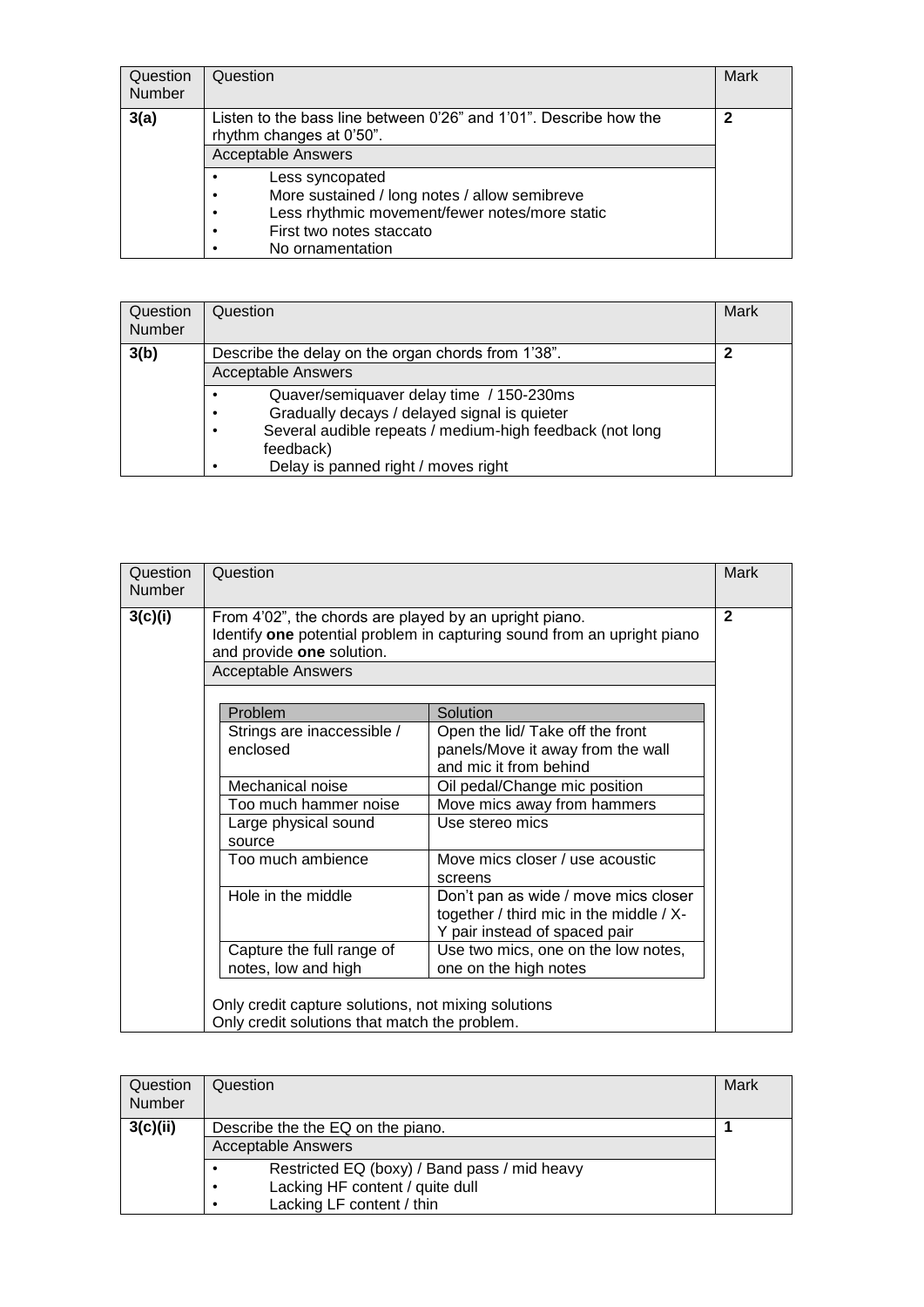| Question Number | Question | Mark |
|---|---|---|
| **3(a)** | Listen to the bass line between 0'26" and 1'01". Describe how the rhythm changes at 0'50". | **2** |
| | Acceptable Answers | |
| | • Less syncopated<br>• More sustained / long notes / allow semibreve<br>• Less rhythmic movement/fewer notes/more static<br>• First two notes staccato<br>• No ornamentation | |

| Question Number | Question | Mark |
|---|---|---|
| **3(b)** | Describe the delay on the organ chords from 1'38". | **2** |
| | Acceptable Answers | |
| | • Quaver/semiquaver delay time / 150-230ms<br>• Gradually decays / delayed signal is quieter<br>• Several audible repeats / medium-high feedback (not long feedback)<br>• Delay is panned right / moves right | |

| Question Number | Question | Mark |
|---|---|---|
| **3(c)(i)** | From 4'02", the chords are played by an upright piano. Identify **one** potential problem in capturing sound from an upright piano and provide **one** solution. | **2** |
| | Acceptable Answers | |

| Problem | Solution |
|---|---|
| Strings are inaccessible / enclosed | Open the lid/ Take off the front panels/Move it away from the wall and mic it from behind |
| Mechanical noise | Oil pedal/Change mic position |
| Too much hammer noise | Move mics away from hammers |
| Large physical sound source | Use stereo mics |
| Too much ambience | Move mics closer / use acoustic screens |
| Hole in the middle | Don't pan as wide / move mics closer together / third mic in the middle / X-Y pair instead of spaced pair |
| Capture the full range of notes, low and high | Use two mics, one on the low notes, one on the high notes |

Only credit capture solutions, not mixing solutions
Only credit solutions that match the problem.

| Question Number | Question | Mark |
|---|---|---|
| **3(c)(ii)** | Describe the the EQ on the piano. | **1** |
| | Acceptable Answers | |
| | • Restricted EQ (boxy) / Band pass / mid heavy<br>• Lacking HF content / quite dull<br>• Lacking LF content / thin | |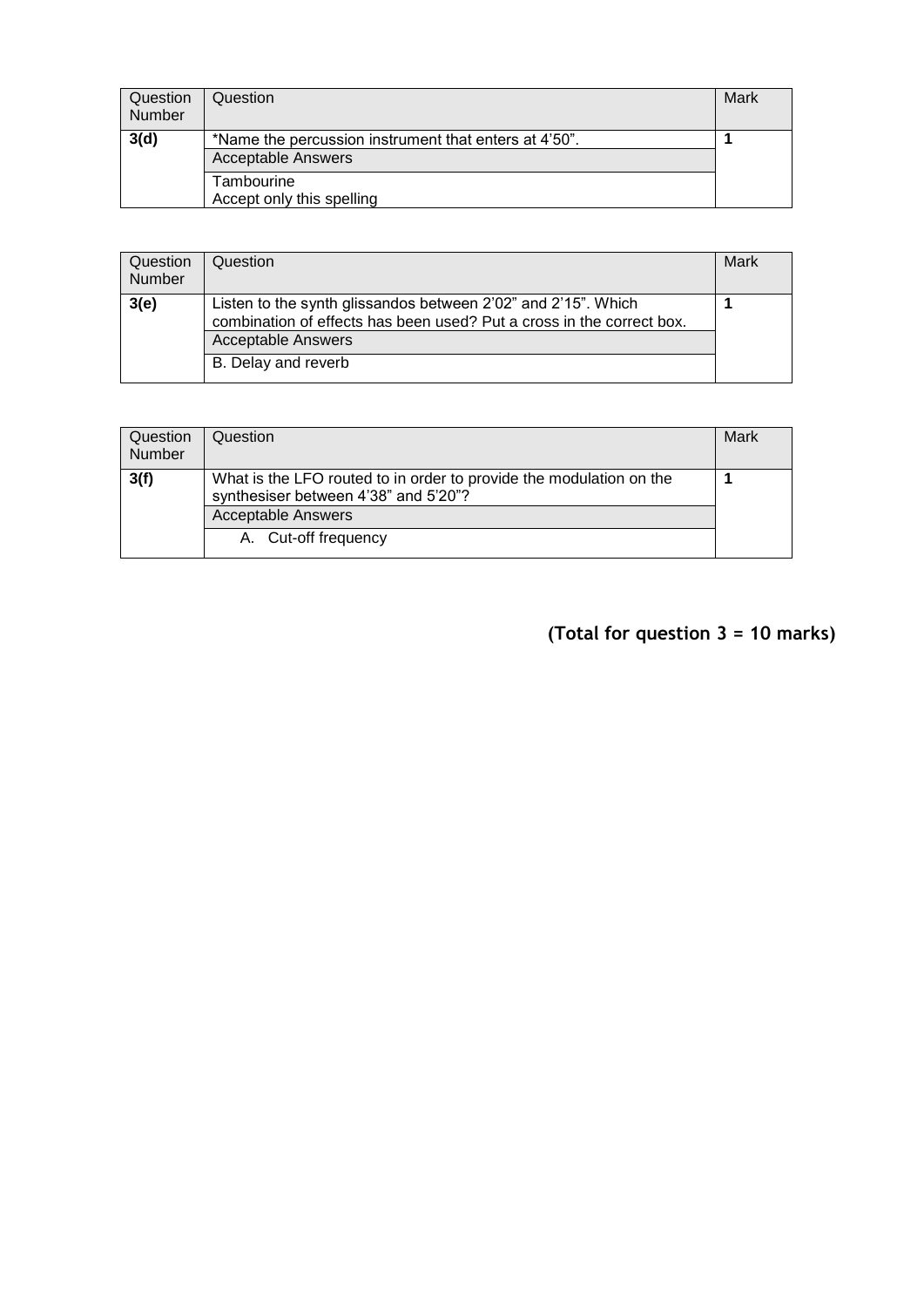| Question Number | Question | Mark |
|---|---|---|
| **3(d)** | *Name the percussion instrument that enters at 4'50". | **1** |
| | Acceptable Answers | |
| | Tambourine<br>Accept only this spelling | |

| Question Number | Question | Mark |
|---|---|---|
| **3(e)** | Listen to the synth glissandos between 2'02" and 2'15". Which combination of effects has been used? Put a cross in the correct box. | **1** |
| | Acceptable Answers | |
| | B. Delay and reverb | |

| Question Number | Question | Mark |
|---|---|---|
| **3(f)** | What is the LFO routed to in order to provide the modulation on the synthesiser between 4'38" and 5'20"? | **1** |
| | Acceptable Answers | |
| | A. Cut-off frequency | |

**(Total for question 3 = 10 marks)**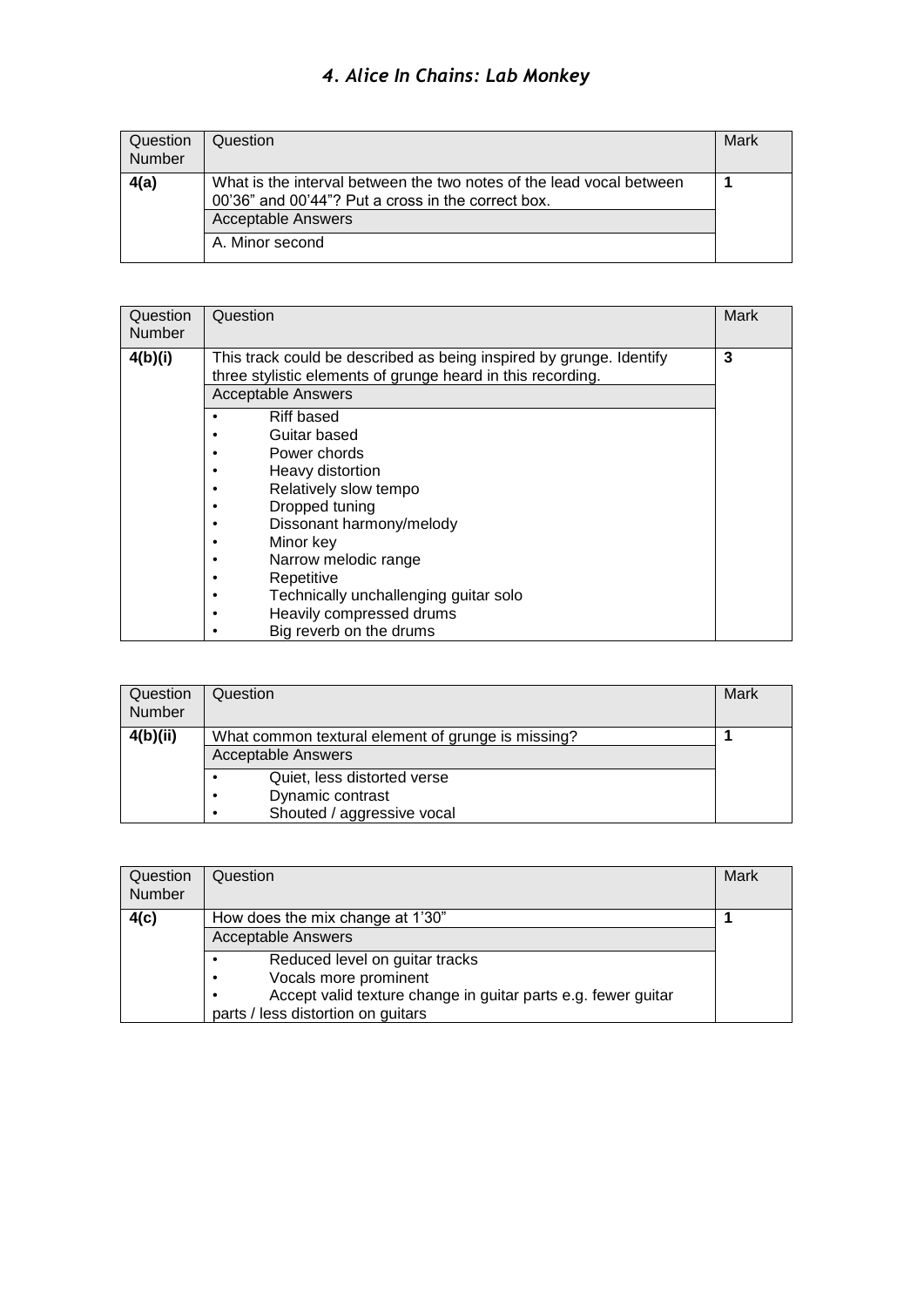### *4. Alice In Chains: Lab Monkey*

| Question Number | Question | Mark |
|---|---|---|
| **4(a)** | What is the interval between the two notes of the lead vocal between 00'36" and 00'44"? Put a cross in the correct box. | **1** |
| | Acceptable Answers | |
| | A. Minor second | |

| Question Number | Question | Mark |
|---|---|---|
| **4(b)(i)** | This track could be described as being inspired by grunge. Identify three stylistic elements of grunge heard in this recording. | **3** |
| | Acceptable Answers | |
| | • Riff based<br>• Guitar based<br>• Power chords<br>• Heavy distortion<br>• Relatively slow tempo<br>• Dropped tuning<br>• Dissonant harmony/melody<br>• Minor key<br>• Narrow melodic range<br>• Repetitive<br>• Technically unchallenging guitar solo<br>• Heavily compressed drums<br>• Big reverb on the drums | |

| Question Number | Question | Mark |
|---|---|---|
| **4(b)(ii)** | What common textural element of grunge is missing? | **1** |
| | Acceptable Answers | |
| | • Quiet, less distorted verse<br>• Dynamic contrast<br>• Shouted / aggressive vocal | |

| Question Number | Question | Mark |
|---|---|---|
| **4(c)** | How does the mix change at 1'30" | **1** |
| | Acceptable Answers | |
| | • Reduced level on guitar tracks<br>• Vocals more prominent<br>• Accept valid texture change in guitar parts e.g. fewer guitar parts / less distortion on guitars | |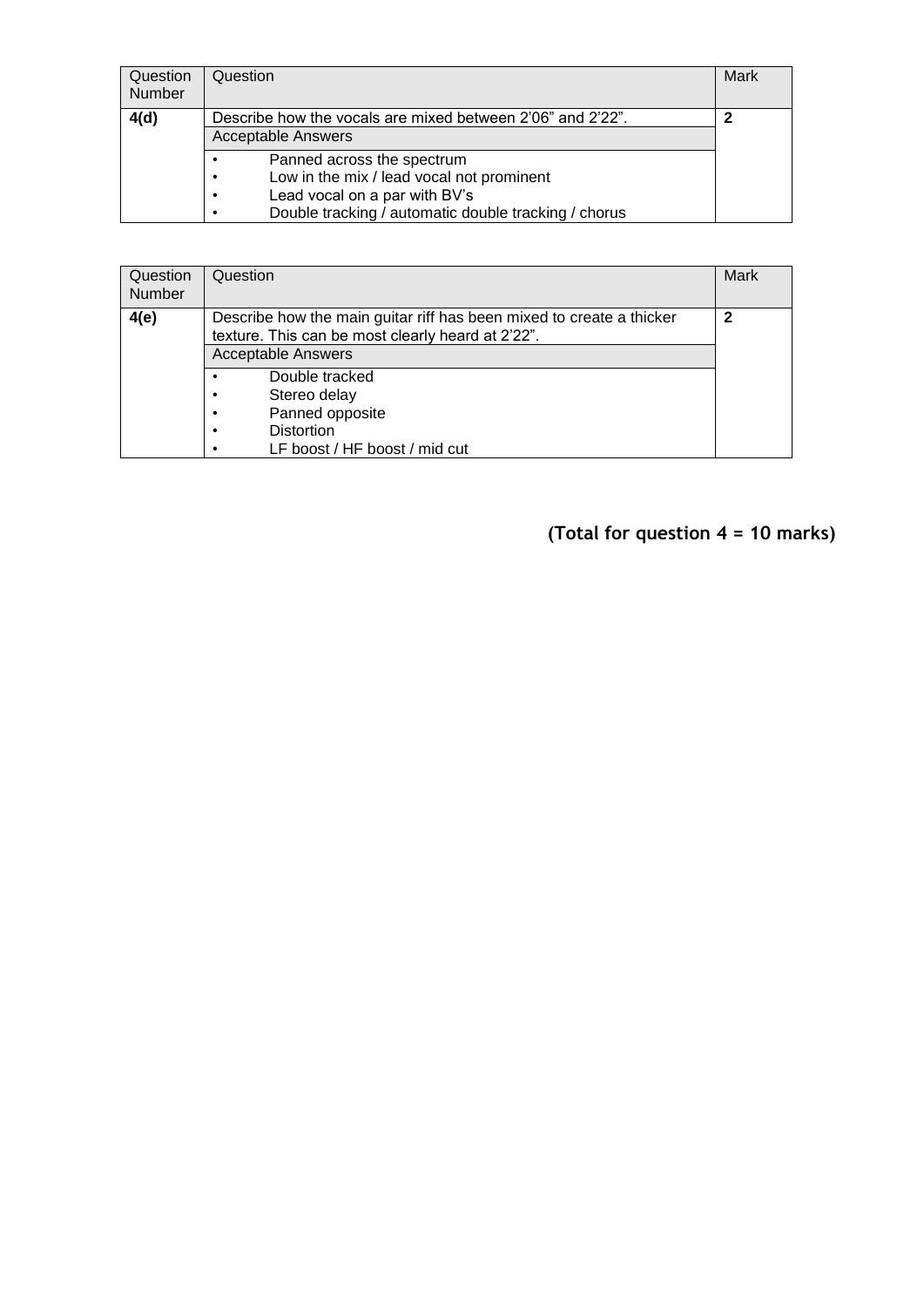| Question Number | Question | Mark |
|---|---|---|
| **4(d)** | Describe how the vocals are mixed between 2’06” and 2’22”. | **2** |
| | Acceptable Answers | |
| | • Panned across the spectrum<br>• Low in the mix / lead vocal not prominent<br>• Lead vocal on a par with BV’s<br>• Double tracking / automatic double tracking / chorus | |

| Question Number | Question | Mark |
|---|---|---|
| **4(e)** | Describe how the main guitar riff has been mixed to create a thicker texture. This can be most clearly heard at 2’22”. | **2** |
| | Acceptable Answers | |
| | • Double tracked<br>• Stereo delay<br>• Panned opposite<br>• Distortion<br>• LF boost / HF boost / mid cut | |

**(Total for question 4 = 10 marks)**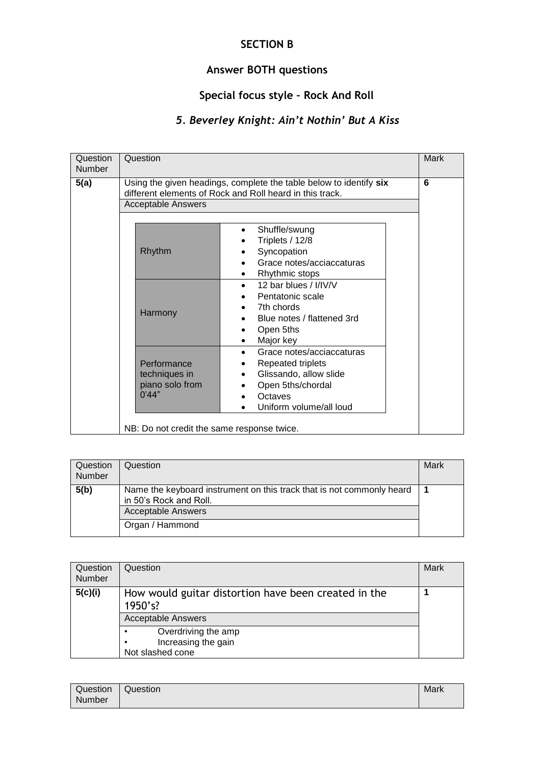## SECTION B

### Answer BOTH questions

### Special focus style – Rock And Roll

### *5. Beverley Knight: Ain't Nothin' But A Kiss*

| Question Number | Question | Mark |
|---|---|---|
| **5(a)** | Using the given headings, complete the table below to identify **six** different elements of Rock and Roll heard in this track. | **6** |
| | Acceptable Answers | |
| | **Rhythm**: • Shuffle/swung • Triplets / 12/8 • Syncopation • Grace notes/acciaccaturas • Rhythmic stops | |
| | **Harmony**: • 12 bar blues / I/IV/V • Pentatonic scale • 7th chords • Blue notes / flattened 3rd • Open 5ths • Major key | |
| | **Performance techniques in piano solo from 0'44"**: • Grace notes/acciaccaturas • Repeated triplets • Glissando, allow slide • Open 5ths/chordal • Octaves • Uniform volume/all loud | |
| | NB: Do not credit the same response twice. | |

| Question Number | Question | Mark |
|---|---|---|
| **5(b)** | Name the keyboard instrument on this track that is not commonly heard in 50's Rock and Roll. | **1** |
| | Acceptable Answers | |
| | Organ / Hammond | |

| Question Number | Question | Mark |
|---|---|---|
| **5(c)(i)** | How would guitar distortion have been created in the 1950's? | **1** |
| | Acceptable Answers | |
| | • Overdriving the amp<br>• Increasing the gain<br>Not slashed cone | |

| Question Number | Question | Mark |
|---|---|---|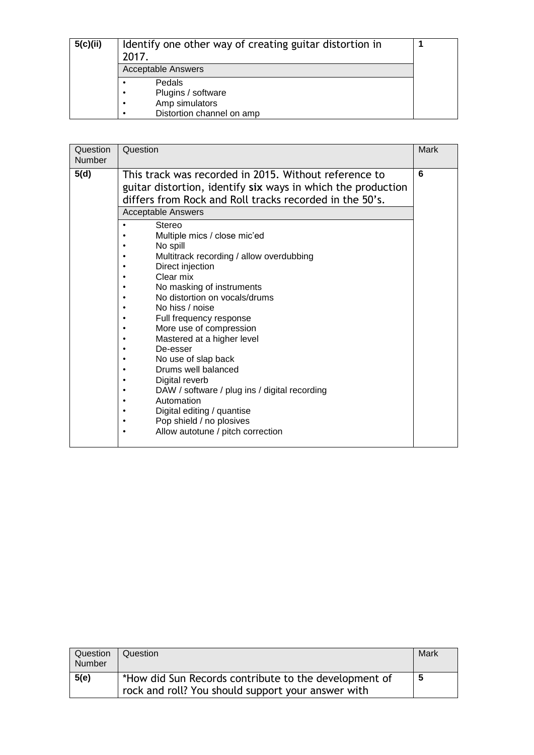| 5(c)(ii) | Identify one other way of creating guitar distortion in 2017. | 1 |
|---|---|---|
| | **Acceptable Answers** | |
| | • Pedals<br>• Plugins / software<br>• Amp simulators<br>• Distortion channel on amp | |

| Question Number | Question | Mark |
|---|---|---|
| **5(d)** | This track was recorded in 2015. Without reference to guitar distortion, identify **six** ways in which the production differs from Rock and Roll tracks recorded in the 50's. | **6** |
| | **Acceptable Answers** | |
| | • Stereo<br>• Multiple mics / close mic'ed<br>• No spill<br>• Multitrack recording / allow overdubbing<br>• Direct injection<br>• Clear mix<br>• No masking of instruments<br>• No distortion on vocals/drums<br>• No hiss / noise<br>• Full frequency response<br>• More use of compression<br>• Mastered at a higher level<br>• De-esser<br>• No use of slap back<br>• Drums well balanced<br>• Digital reverb<br>• DAW / software / plug ins / digital recording<br>• Automation<br>• Digital editing / quantise<br>• Pop shield / no plosives<br>• Allow autotune / pitch correction | |

| Question Number | Question | Mark |
|---|---|---|
| **5(e)** | *How did Sun Records contribute to the development of rock and roll? You should support your answer with | **5** |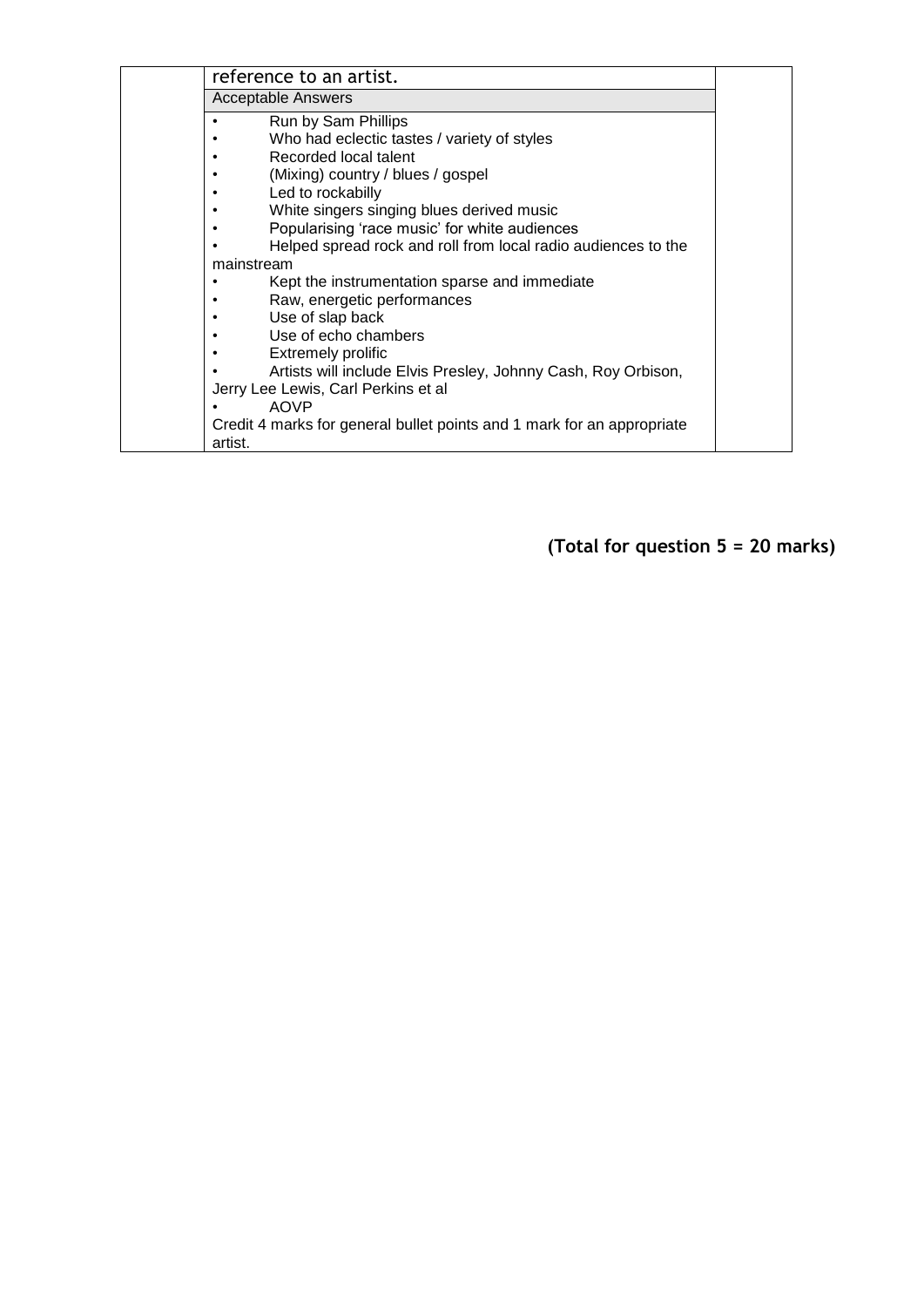| | reference to an artist. | |
|---|---|---|
| | Acceptable Answers | |
| | • Run by Sam Phillips<br>• Who had eclectic tastes / variety of styles<br>• Recorded local talent<br>• (Mixing) country / blues / gospel<br>• Led to rockabilly<br>• White singers singing blues derived music<br>• Popularising 'race music' for white audiences<br>• Helped spread rock and roll from local radio audiences to the mainstream<br>• Kept the instrumentation sparse and immediate<br>• Raw, energetic performances<br>• Use of slap back<br>• Use of echo chambers<br>• Extremely prolific<br>• Artists will include Elvis Presley, Johnny Cash, Roy Orbison, Jerry Lee Lewis, Carl Perkins et al<br>• AOVP<br>Credit 4 marks for general bullet points and 1 mark for an appropriate artist. | |

**(Total for question 5 = 20 marks)**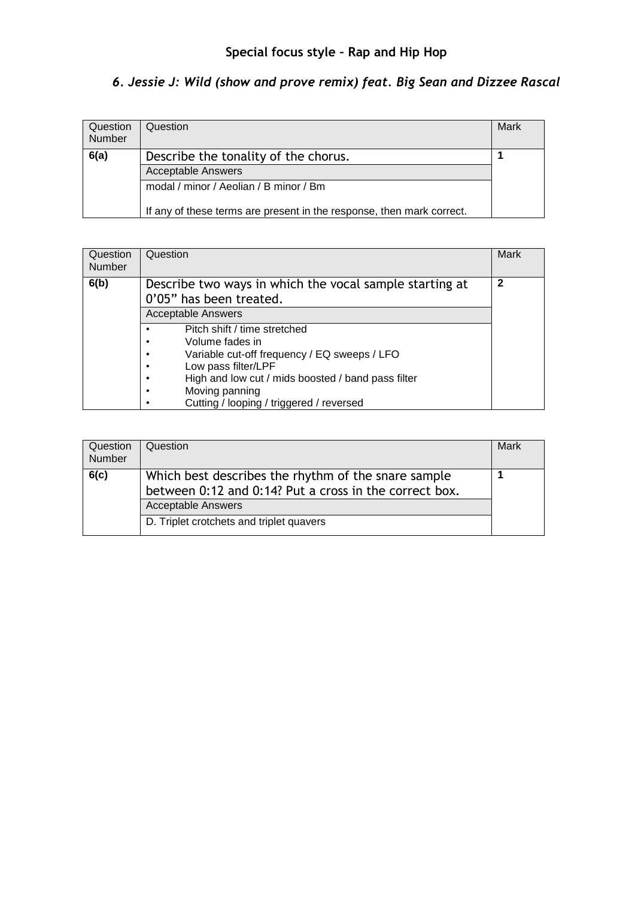## Special focus style – Rap and Hip Hop

### *6. Jessie J: Wild (show and prove remix) feat. Big Sean and Dizzee Rascal*

| Question Number | Question | Mark |
|---|---|---|
| **6(a)** | Describe the tonality of the chorus. | **1** |
| | Acceptable Answers | |
| | modal / minor / Aeolian / B minor / Bm<br><br>If any of these terms are present in the response, then mark correct. | |

| Question Number | Question | Mark |
|---|---|---|
| **6(b)** | Describe two ways in which the vocal sample starting at 0'05" has been treated. | **2** |
| | Acceptable Answers | |
| | • Pitch shift / time stretched<br>• Volume fades in<br>• Variable cut-off frequency / EQ sweeps / LFO<br>• Low pass filter/LPF<br>• High and low cut / mids boosted / band pass filter<br>• Moving panning<br>• Cutting / looping / triggered / reversed | |

| Question Number | Question | Mark |
|---|---|---|
| **6(c)** | Which best describes the rhythm of the snare sample between 0:12 and 0:14? Put a cross in the correct box. | **1** |
| | Acceptable Answers | |
| | D. Triplet crotchets and triplet quavers | |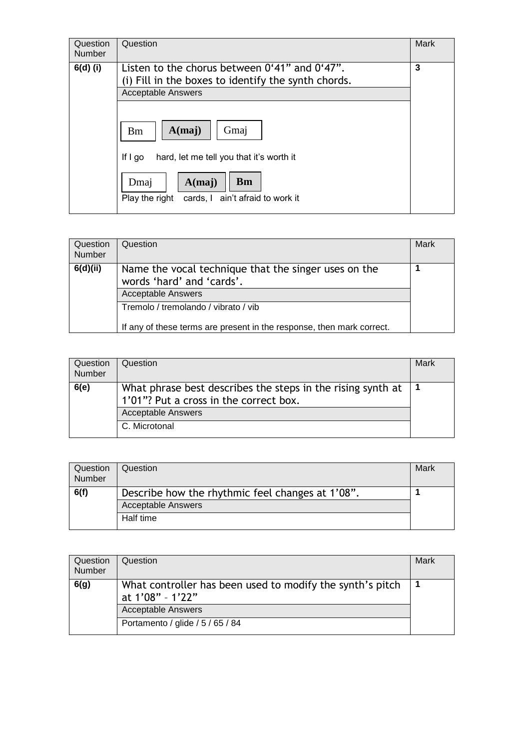| Question Number | Question | Mark |
|---|---|---|
| 6(d) (i) | Listen to the chorus between 0'41" and 0'47".<br>(i) Fill in the boxes to identify the synth chords. | 3 |
| | Acceptable Answers | |
| | Bm **A(maj)** Gmaj<br>If I go hard, let me tell you that it's worth it<br>Dmaj **A(maj)** **Bm**<br>Play the right cards, I ain't afraid to work it | |

| Question Number | Question | Mark |
|---|---|---|
| 6(d)(ii) | Name the vocal technique that the singer uses on the words 'hard' and 'cards'. | 1 |
| | Acceptable Answers | |
| | Tremolo / tremolando / vibrato / vib<br><br>If any of these terms are present in the response, then mark correct. | |

| Question Number | Question | Mark |
|---|---|---|
| 6(e) | What phrase best describes the steps in the rising synth at 1'01"? Put a cross in the correct box. | 1 |
| | Acceptable Answers | |
| | C. Microtonal | |

| Question Number | Question | Mark |
|---|---|---|
| 6(f) | Describe how the rhythmic feel changes at 1'08". | 1 |
| | Acceptable Answers | |
| | Half time | |

| Question Number | Question | Mark |
|---|---|---|
| 6(g) | What controller has been used to modify the synth's pitch at 1'08" – 1'22" | 1 |
| | Acceptable Answers | |
| | Portamento / glide / 5 / 65 / 84 | |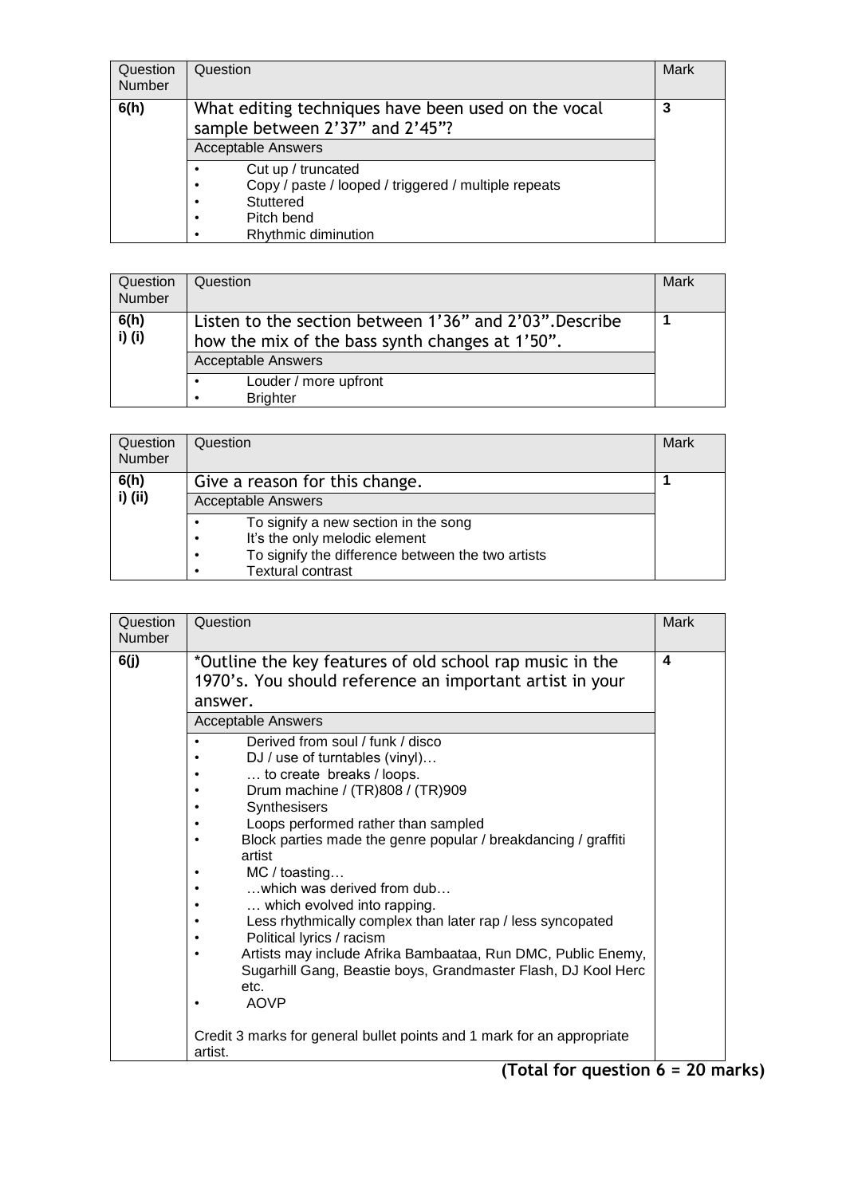| Question Number | Question | Mark |
|---|---|---|
| **6(h)** | What editing techniques have been used on the vocal sample between 2’37” and 2’45”? | **3** |
| | Acceptable Answers | |
| | • Cut up / truncated<br>• Copy / paste / looped / triggered / multiple repeats<br>• Stuttered<br>• Pitch bend<br>• Rhythmic diminution | |

| Question Number | Question | Mark |
|---|---|---|
| **6(h) i) (i)** | Listen to the section between 1’36” and 2’03”. Describe how the mix of the bass synth changes at 1’50”. | **1** |
| | Acceptable Answers | |
| | • Louder / more upfront<br>• Brighter | |

| Question Number | Question | Mark |
|---|---|---|
| **6(h) i) (ii)** | Give a reason for this change. | **1** |
| | Acceptable Answers | |
| | • To signify a new section in the song<br>• It’s the only melodic element<br>• To signify the difference between the two artists<br>• Textural contrast | |

| Question Number | Question | Mark |
|---|---|---|
| **6(j)** | *Outline the key features of old school rap music in the 1970’s. You should reference an important artist in your answer. | **4** |
| | Acceptable Answers | |
| | • Derived from soul / funk / disco<br>• DJ / use of turntables (vinyl)…<br>• … to create breaks / loops.<br>• Drum machine / (TR)808 / (TR)909<br>• Synthesisers<br>• Loops performed rather than sampled<br>• Block parties made the genre popular / breakdancing / graffiti artist<br>• MC / toasting…<br>• …which was derived from dub…<br>• … which evolved into rapping.<br>• Less rhythmically complex than later rap / less syncopated<br>• Political lyrics / racism<br>• Artists may include Afrika Bambaataa, Run DMC, Public Enemy, Sugarhill Gang, Beastie boys, Grandmaster Flash, DJ Kool Herc etc.<br>• AOVP<br><br>Credit 3 marks for general bullet points and 1 mark for an appropriate artist. | |

**(Total for question 6 = 20 marks)**